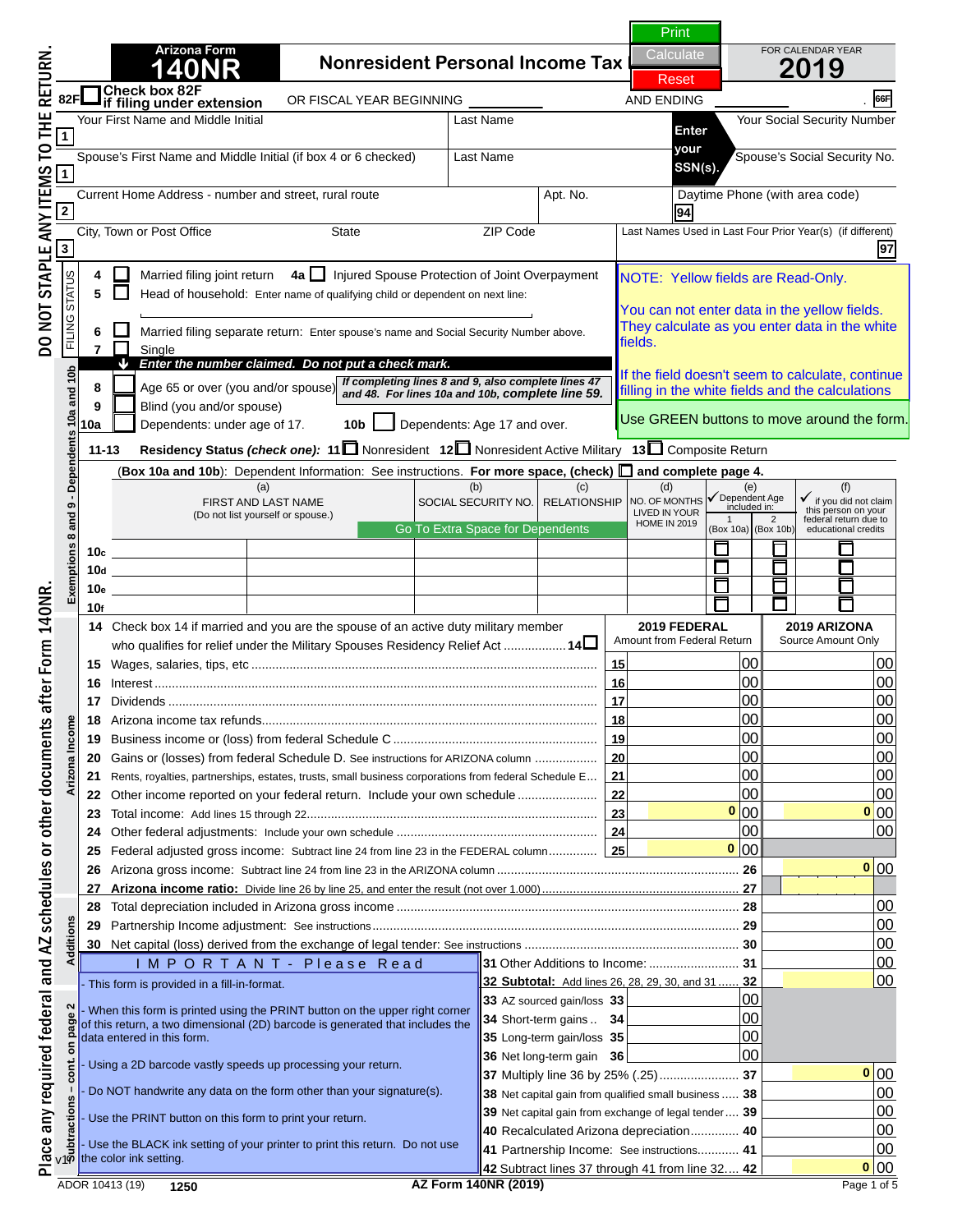DO NOT STAPLE ANY ITEMS TO THE RETURN.

# Arizona Form 140NR

## Nonresident Personal Income Tax

FOR CALENDAR YEAR **2019**

Print | Calculate | Reset

82F ☐ Check box 82F if filing under extension

OR FISCAL YEAR BEGINNING ________ AND ENDING ________ 66F

| | | | |
|---|---|---|---|
| 1 | Your First Name and Middle Initial | Last Name | Enter your SSN(s). Your Social Security Number |
| 1 | Spouse's First Name and Middle Initial (if box 4 or 6 checked) | Last Name | Spouse's Social Security No. |
| 2 | Current Home Address - number and street, rural route | Apt. No. | Daytime Phone (with area code) 94 |
| 3 | City, Town or Post Office / State / ZIP Code | | Last Names Used in Last Four Prior Year(s) (if different) 97 |

**FILING STATUS**

- 4 ☐ Married filing joint return 4a ☐ Injured Spouse Protection of Joint Overpayment
- 5 ☐ Head of household: Enter name of qualifying child or dependent on next line:
- 6 ☐ Married filing separate return: Enter spouse's name and Social Security Number above.
- 7 ☐ Single

NOTE: Yellow fields are Read-Only.

You can not enter data in the yellow fields. They calculate as you enter data in the white fields.

If the field doesn't seem to calculate, continue filling in the white fields and the calculations

Use GREEN buttons to move around the form.

**Exemptions 8 and 9 - Dependents 10a and 10b**

*Enter the number claimed. Do not put a check mark.*

- 8 ☐ Age 65 or over (you and/or spouse) *If completing lines 8 and 9, also complete lines 47 and 48. For lines 10a and 10b,* ***complete line 59.***
- 9 ☐ Blind (you and/or spouse)
- 10a ☐ Dependents: under age of 17. 10b ☐ Dependents: Age 17 and over.

11-13 **Residency Status *(check one)*:** 11 ☐ Nonresident 12 ☐ Nonresident Active Military 13 ☐ Composite Return

(Box 10a and 10b): Dependent Information: See instructions. **For more space, (check)** ☐ **and complete page 4.**

Go To Extra Space for Dependents

| | (a) FIRST AND LAST NAME (Do not list yourself or spouse.) | (b) SOCIAL SECURITY NO. | (c) RELATIONSHIP | (d) NO. OF MONTHS LIVED IN YOUR HOME IN 2019 | (e) ✓ Dependent Age included in: 1 (Box 10a) | (e) 2 (Box 10b) | (f) ✓ if you did not claim this person on your federal return due to educational credits |
|---|---|---|---|---|---|---|---|
| 10c | | | | | ☐ | ☐ | ☐ |
| 10d | | | | | ☐ | ☐ | ☐ |
| 10e | | | | | ☐ | ☐ | ☐ |
| 10f | | | | | ☐ | ☐ | ☐ |

14 Check box 14 if married and you are the spouse of an active duty military member who qualifies for relief under the Military Spouses Residency Relief Act ................. 14 ☐

**Arizona Income**

| Line | Description | | 2019 FEDERAL Amount from Federal Return | 2019 ARIZONA Source Amount Only |
|---|---|---|---|---|
| 15 | Wages, salaries, tips, etc | 15 | 00 | 00 |
| 16 | Interest | 16 | 00 | 00 |
| 17 | Dividends | 17 | 00 | 00 |
| 18 | Arizona income tax refunds | 18 | 00 | 00 |
| 19 | Business income or (loss) from federal Schedule C | 19 | 00 | 00 |
| 20 | Gains or (losses) from federal Schedule D. See instructions for ARIZONA column | 20 | 00 | 00 |
| 21 | Rents, royalties, partnerships, estates, trusts, small business corporations from federal Schedule E | 21 | 00 | 00 |
| 22 | Other income reported on your federal return. Include your own schedule | 22 | 00 | 00 |
| 23 | Total income: Add lines 15 through 22 | 23 | 0 00 | 0 00 |
| 24 | Other federal adjustments: Include your own schedule | 24 | 00 | 00 |
| 25 | Federal adjusted gross income: Subtract line 24 from line 23 in the FEDERAL column | 25 | 0 00 | |
| 26 | Arizona gross income: Subtract line 24 from line 23 in the ARIZONA column | 26 | | 0 00 |
| 27 | **Arizona income ratio:** Divide line 26 by line 25, and enter the result (not over 1.000) | 27 | | |

**Additions**

| Line | Description | | Amount |
|---|---|---|---|
| 28 | Total depreciation included in Arizona gross income | 28 | 00 |
| 29 | Partnership Income adjustment: See instructions | 29 | 00 |
| 30 | Net capital (loss) derived from the exchange of legal tender: See instructions | 30 | 00 |
| 31 | Other Additions to Income: | 31 | 00 |
| 32 | **Subtotal:** Add lines 26, 28, 29, 30, and 31 | 32 | 00 |

**IMPORTANT - Please Read**

- This form is provided in a fill-in-format.
- When this form is printed using the PRINT button on the upper right corner of this return, a two dimensional (2D) barcode is generated that includes the data entered in this form.
- Using a 2D barcode vastly speeds up processing your return.
- Do NOT handwrite any data on the form other than your signature(s).
- Use the PRINT button on this form to print your return.
- Use the BLACK ink setting of your printer to print this return. Do not use the color ink setting.

**Subtractions – cont. on page 2**

| Line | Description | | Amount | | Amount |
|---|---|---|---|---|---|
| 33 | AZ sourced gain/loss | 33 | 00 | | |
| 34 | Short-term gains | 34 | 00 | | |
| 35 | Long-term gain/loss | 35 | 00 | | |
| 36 | Net long-term gain | 36 | 00 | | |
| 37 | Multiply line 36 by 25% (.25) | | | 37 | 0 00 |
| 38 | Net capital gain from qualified small business | | | 38 | 00 |
| 39 | Net capital gain from exchange of legal tender | | | 39 | 00 |
| 40 | Recalculated Arizona depreciation | | | 40 | 00 |
| 41 | Partnership Income: See instructions | | | 41 | 00 |
| 42 | Subtract lines 37 through 41 from line 32 | | | 42 | 0 00 |

Place any required federal and AZ schedules or other documents after Form 140NR.

v1

ADOR 10413 (19) 1250 AZ Form 140NR (2019)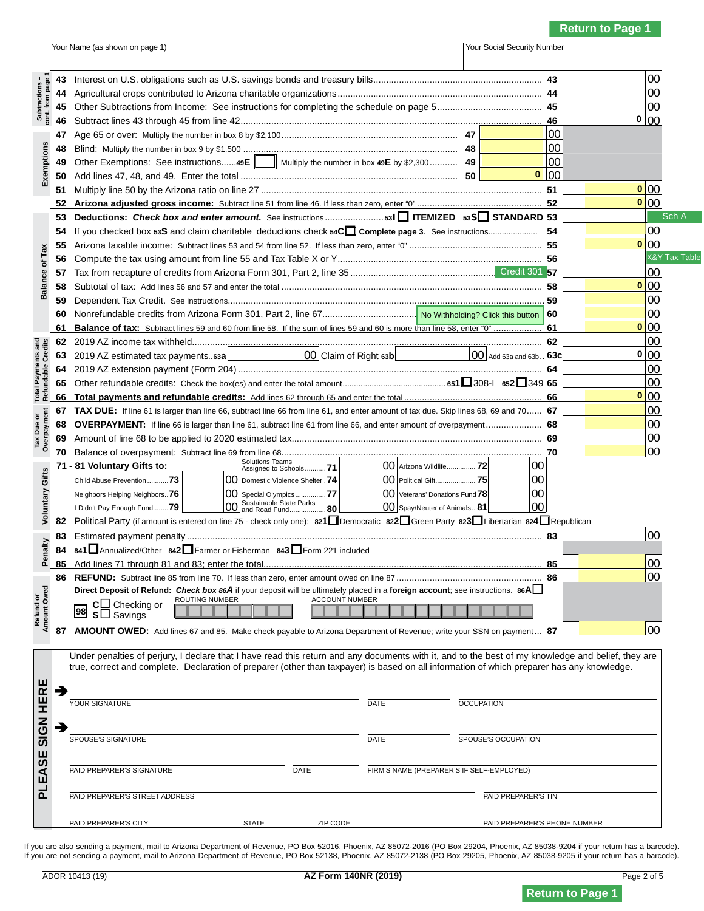Return to Page 1

| Your Name (as shown on page 1) | Your Social Security Number |
|---|---|
| | |

**Subtractions – cont. from page 1**

| Line | Description | | Amount |
|---|---|---|---|
| 43 | Interest on U.S. obligations such as U.S. savings bonds and treasury bills | 43 | 00 |
| 44 | Agricultural crops contributed to Arizona charitable organizations | 44 | 00 |
| 45 | Other Subtractions from Income: See instructions for completing the schedule on page 5 | 45 | 00 |
| 46 | Subtract lines 43 through 45 from line 42 | 46 | 0 00 |

**Exemptions**

| Line | Description | | Amount |
|---|---|---|---|
| 47 | Age 65 or over: Multiply the number in box 8 by $2,100 | 47 | 00 |
| 48 | Blind: Multiply the number in box 9 by $1,500 | 48 | 00 |
| 49 | Other Exemptions: See instructions......49E [ ] Multiply the number in box **49E** by $2,300 | 49 | 00 |
| 50 | Add lines 47, 48, and 49. Enter the total | 50 | 0 00 |
| 51 | Multiply line 50 by the Arizona ratio on line 27 | 51 | 0 00 |
| 52 | **Arizona adjusted gross income:** Subtract line 51 from line 46. If less than zero, enter "0" | 52 | 0 00 |

**Balance of Tax**

| Line | Description | | Amount |
|---|---|---|---|
| 53 | **Deductions:** ***Check box and enter amount.*** See instructions ....53I ☐ **ITEMIZED** 53S ☐ **STANDARD** | 53 | Sch A |
| 54 | If you checked box **53S** and claim charitable deductions check **54C** ☐ **Complete page 3**. See instructions | 54 | 00 |
| 55 | Arizona taxable income: Subtract lines 53 and 54 from line 52. If less than zero, enter "0" | 55 | 0 00 |
| 56 | Compute the tax using amount from line 55 and Tax Table X or Y | 56 | X&Y Tax Table |
| 57 | Tax from recapture of credits from Arizona Form 301, Part 2, line 35 (Credit 301) | 57 | 00 |
| 58 | Subtotal of tax: Add lines 56 and 57 and enter the total | 58 | 0 00 |
| 59 | Dependent Tax Credit. See instructions | 59 | 00 |
| 60 | Nonrefundable credits from Arizona Form 301, Part 2, line 67 (No Withholding? Click this button) | 60 | 00 |
| 61 | **Balance of tax:** Subtract lines 59 and 60 from line 58. If the sum of lines 59 and 60 is more than line 58, enter "0" | 61 | 0 00 |

**Total Payments and Refundable Credits**

| Line | Description | | Amount |
|---|---|---|---|
| 62 | 2019 AZ income tax withheld | 62 | 00 |
| 63 | 2019 AZ estimated tax payments..**63a** [ 00 ] Claim of Right **63b** [ 00 ] Add 63a and 63b.. | 63c | 0 00 |
| 64 | 2019 AZ extension payment (Form 204) | 64 | 00 |
| 65 | Other refundable credits: Check the box(es) and enter the total amount.... **651** ☐ 308-I **652** ☐ 349 | 65 | 00 |
| 66 | **Total payments and refundable credits:** Add lines 62 through 65 and enter the total | 66 | 0 00 |

**Tax Due or Overpayment**

| Line | Description | | Amount |
|---|---|---|---|
| 67 | **TAX DUE:** If line 61 is larger than line 66, subtract line 66 from line 61, and enter amount of tax due. Skip lines 68, 69 and 70 | 67 | 00 |
| 68 | **OVERPAYMENT:** If line 66 is larger than line 61, subtract line 61 from line 66, and enter amount of overpayment | 68 | 00 |
| 69 | Amount of line 68 to be applied to 2020 estimated tax | 69 | 00 |
| 70 | Balance of overpayment: Subtract line 69 from line 68 | 70 | 00 |

**Voluntary Gifts**

**71 - 81 Voluntary Gifts to:**

| Gift | Amount | Gift | Amount | Gift | Amount |
|---|---|---|---|---|---|
| Solutions Teams Assigned to Schools 71 | 00 | Arizona Wildlife 72 | 00 | | |
| Child Abuse Prevention 73 | 00 | Domestic Violence Shelter 74 | 00 | Political Gift 75 | 00 |
| Neighbors Helping Neighbors 76 | 00 | Special Olympics 77 | 00 | Veterans' Donations Fund 78 | 00 |
| I Didn't Pay Enough Fund 79 | 00 | Sustainable State Parks and Road Fund 80 | 00 | Spay/Neuter of Animals 81 | 00 |

**82** Political Party (if amount is entered on line 75 - check only one): **821** ☐ Democratic **822** ☐ Green Party **823** ☐ Libertarian **824** ☐ Republican

**Penalty**

| Line | Description | | Amount |
|---|---|---|---|
| 83 | Estimated payment penalty | 83 | 00 |
| 84 | **841** ☐ Annualized/Other **842** ☐ Farmer or Fisherman **843** ☐ Form 221 included | | |
| 85 | Add lines 71 through 81 and 83; enter the total | 85 | 00 |

**Refund or Amount Owed**

| Line | Description | | Amount |
|---|---|---|---|
| 86 | **REFUND:** Subtract line 85 from line 70. If less than zero, enter amount owed on line 87 | 86 | 00 |

**Direct Deposit of Refund:** ***Check box 86A*** if your deposit will be ultimately placed in a **foreign account**; see instructions. **86A** ☐

98 C ☐ Checking or S ☐ Savings — ROUTING NUMBER — ACCOUNT NUMBER

| Line | Description | | Amount |
|---|---|---|---|
| 87 | **AMOUNT OWED:** Add lines 67 and 85. Make check payable to Arizona Department of Revenue; write your SSN on payment | 87 | 00 |

**PLEASE SIGN HERE**

Under penalties of perjury, I declare that I have read this return and any documents with it, and to the best of my knowledge and belief, they are true, correct and complete. Declaration of preparer (other than taxpayer) is based on all information of which preparer has any knowledge.

YOUR SIGNATURE — DATE — OCCUPATION

SPOUSE'S SIGNATURE — DATE — SPOUSE'S OCCUPATION

PAID PREPARER'S SIGNATURE — DATE — FIRM'S NAME (PREPARER'S IF SELF-EMPLOYED)

PAID PREPARER'S STREET ADDRESS — PAID PREPARER'S TIN

PAID PREPARER'S CITY — STATE — ZIP CODE — PAID PREPARER'S PHONE NUMBER

If you are also sending a payment, mail to Arizona Department of Revenue, PO Box 52016, Phoenix, AZ 85072-2016 (PO Box 29204, Phoenix, AZ 85038-9204 if your return has a barcode).
If you are not sending a payment, mail to Arizona Department of Revenue, PO Box 52138, Phoenix, AZ 85072-2138 (PO Box 29205, Phoenix, AZ 85038-9205 if your return has a barcode).

ADOR 10413 (19) — AZ Form 140NR (2019)

Return to Page 1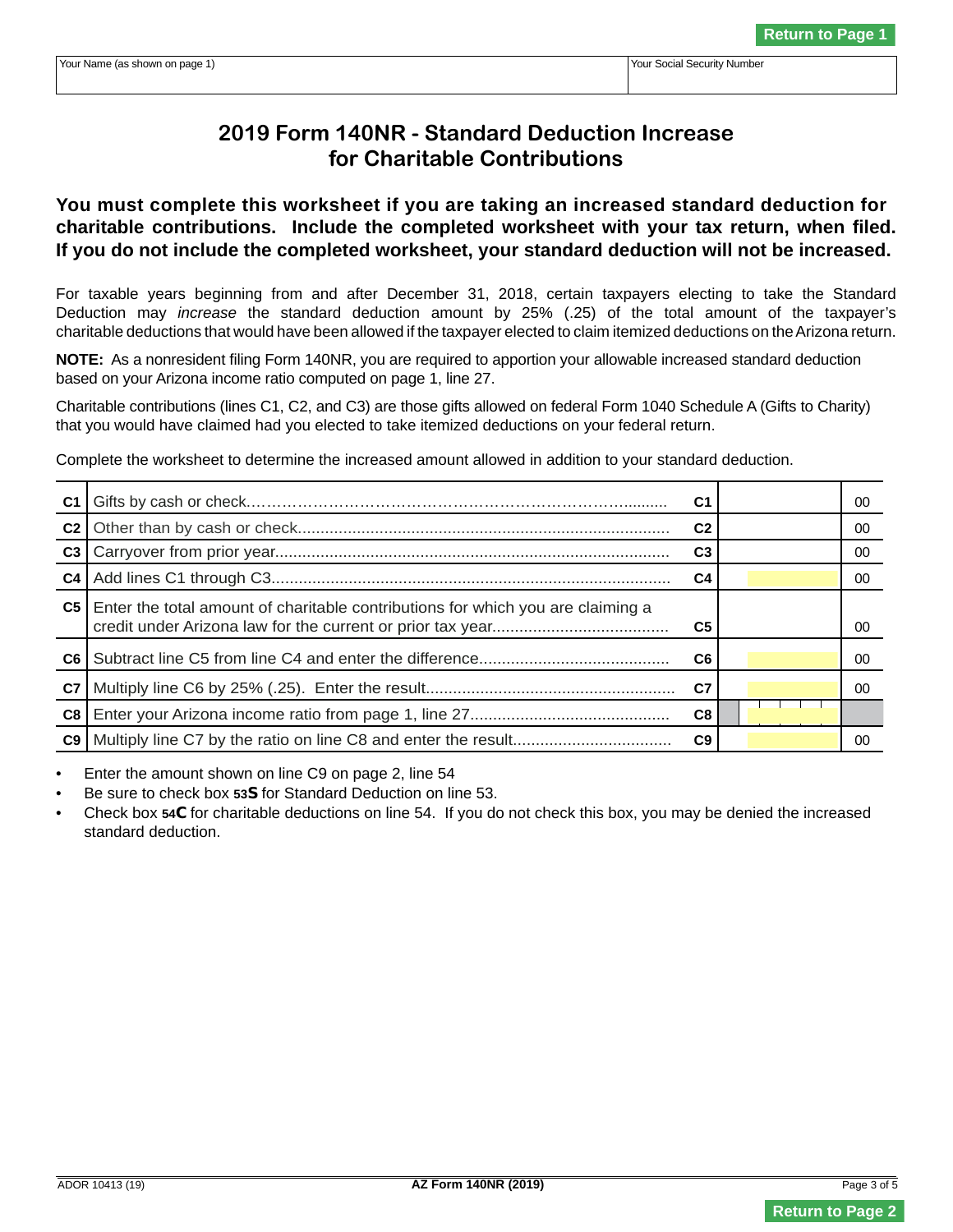Return to Page 1

| Your Name (as shown on page 1) | Your Social Security Number |
|---|---|
| | |

# 2019 Form 140NR - Standard Deduction Increase for Charitable Contributions

**You must complete this worksheet if you are taking an increased standard deduction for charitable contributions. Include the completed worksheet with your tax return, when filed. If you do not include the completed worksheet, your standard deduction will not be increased.**

For taxable years beginning from and after December 31, 2018, certain taxpayers electing to take the Standard Deduction may *increase* the standard deduction amount by 25% (.25) of the total amount of the taxpayer's charitable deductions that would have been allowed if the taxpayer elected to claim itemized deductions on the Arizona return.

**NOTE:** As a nonresident filing Form 140NR, you are required to apportion your allowable increased standard deduction based on your Arizona income ratio computed on page 1, line 27.

Charitable contributions (lines C1, C2, and C3) are those gifts allowed on federal Form 1040 Schedule A (Gifts to Charity) that you would have claimed had you elected to take itemized deductions on your federal return.

Complete the worksheet to determine the increased amount allowed in addition to your standard deduction.

| | | | | |
|---|---|---|---|---|
| C1 | Gifts by cash or check | C1 | | 00 |
| C2 | Other than by cash or check | C2 | | 00 |
| C3 | Carryover from prior year | C3 | | 00 |
| C4 | Add lines C1 through C3 | C4 | | 00 |
| C5 | Enter the total amount of charitable contributions for which you are claiming a credit under Arizona law for the current or prior tax year | C5 | | 00 |
| C6 | Subtract line C5 from line C4 and enter the difference | C6 | | 00 |
| C7 | Multiply line C6 by 25% (.25). Enter the result | C7 | | 00 |
| C8 | Enter your Arizona income ratio from page 1, line 27 | C8 | | |
| C9 | Multiply line C7 by the ratio on line C8 and enter the result | C9 | | 00 |

- Enter the amount shown on line C9 on page 2, line 54
- Be sure to check box **53S** for Standard Deduction on line 53.
- Check box **54C** for charitable deductions on line 54. If you do not check this box, you may be denied the increased standard deduction.

Return to Page 2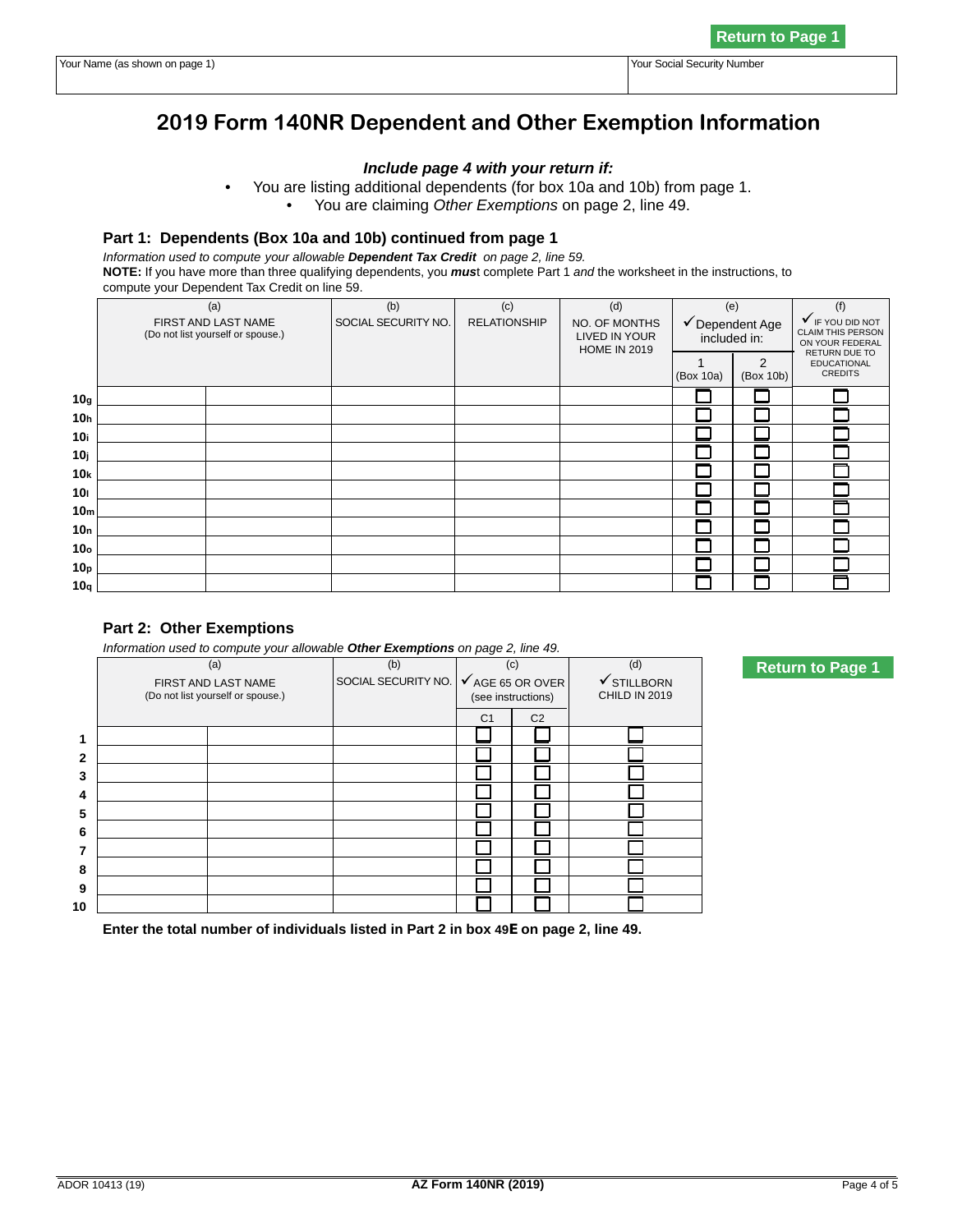Return to Page 1

| Your Name (as shown on page 1) | Your Social Security Number |
|---|---|
| | |

# 2019 Form 140NR Dependent and Other Exemption Information

***Include page 4 with your return if:***

- You are listing additional dependents (for box 10a and 10b) from page 1.
- You are claiming *Other Exemptions* on page 2, line 49.

## Part 1: Dependents (Box 10a and 10b) continued from page 1

*Information used to compute your allowable **Dependent Tax Credit** on page 2, line 59.*

**NOTE:** If you have more than three qualifying dependents, you ***must*** complete Part 1 *and* the worksheet in the instructions, to compute your Dependent Tax Credit on line 59.

| | (a) FIRST AND LAST NAME (Do not list yourself or spouse.) | | (b) SOCIAL SECURITY NO. | (c) RELATIONSHIP | (d) NO. OF MONTHS LIVED IN YOUR HOME IN 2019 | (e) ✓ Dependent Age included in: | | (f) ✓ IF YOU DID NOT CLAIM THIS PERSON ON YOUR FEDERAL RETURN DUE TO EDUCATIONAL CREDITS |
|---|---|---|---|---|---|---|---|---|
| | | | | | | 1 (Box 10a) | 2 (Box 10b) | |
| 10g | | | | | | ☐ | ☐ | ☐ |
| 10h | | | | | | ☐ | ☐ | ☐ |
| 10i | | | | | | ☐ | ☐ | ☐ |
| 10j | | | | | | ☐ | ☐ | ☐ |
| 10k | | | | | | ☐ | ☐ | ☐ |
| 10l | | | | | | ☐ | ☐ | ☐ |
| 10m | | | | | | ☐ | ☐ | ☐ |
| 10n | | | | | | ☐ | ☐ | ☐ |
| 10o | | | | | | ☐ | ☐ | ☐ |
| 10p | | | | | | ☐ | ☐ | ☐ |
| 10q | | | | | | ☐ | ☐ | ☐ |

## Part 2: Other Exemptions

*Information used to compute your allowable **Other Exemptions** on page 2, line 49.*

| | (a) FIRST AND LAST NAME (Do not list yourself or spouse.) | | (b) SOCIAL SECURITY NO. | (c) ✓ AGE 65 OR OVER (see instructions) | | (d) ✓ STILLBORN CHILD IN 2019 |
|---|---|---|---|---|---|---|
| | | | | C1 | C2 | |
| 1 | | | | ☐ | ☐ | ☐ |
| 2 | | | | ☐ | ☐ | ☐ |
| 3 | | | | ☐ | ☐ | ☐ |
| 4 | | | | ☐ | ☐ | ☐ |
| 5 | | | | ☐ | ☐ | ☐ |
| 6 | | | | ☐ | ☐ | ☐ |
| 7 | | | | ☐ | ☐ | ☐ |
| 8 | | | | ☐ | ☐ | ☐ |
| 9 | | | | ☐ | ☐ | ☐ |
| 10 | | | | ☐ | ☐ | ☐ |

Return to Page 1

**Enter the total number of individuals listed in Part 2 in box 49E on page 2, line 49.**

ADOR 10413 (19) **AZ Form 140NR (2019)**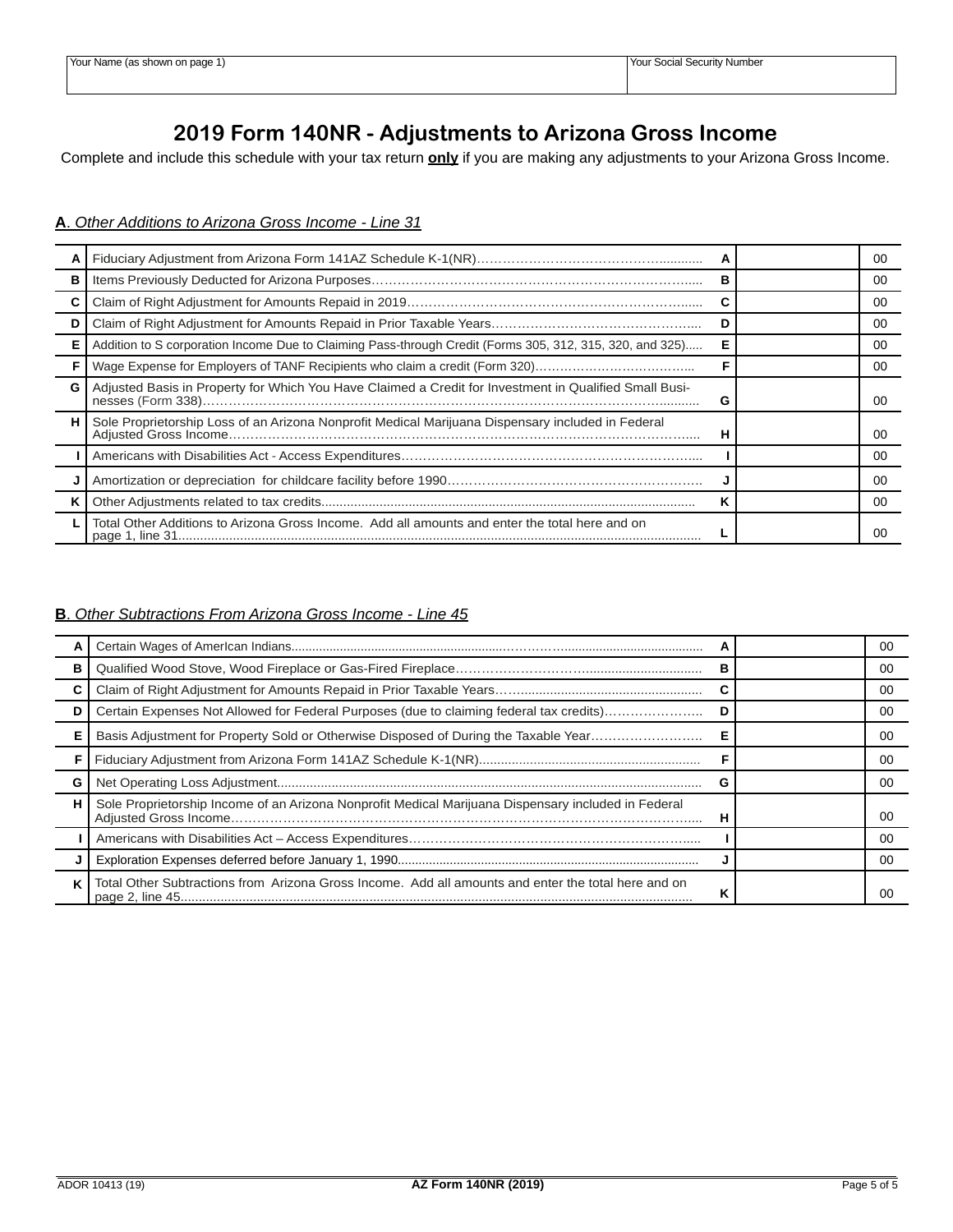| Your Name (as shown on page 1) | Your Social Security Number |
|---|---|
| | |

# 2019 Form 140NR - Adjustments to Arizona Gross Income

Complete and include this schedule with your tax return **only** if you are making any adjustments to your Arizona Gross Income.

## **A**. *Other Additions to Arizona Gross Income - Line 31*

| | | | | |
|---|---|---|---|---|
| A | Fiduciary Adjustment from Arizona Form 141AZ Schedule K-1(NR) | A | | 00 |
| B | Items Previously Deducted for Arizona Purposes | B | | 00 |
| C | Claim of Right Adjustment for Amounts Repaid in 2019 | C | | 00 |
| D | Claim of Right Adjustment for Amounts Repaid in Prior Taxable Years | D | | 00 |
| E | Addition to S corporation Income Due to Claiming Pass-through Credit (Forms 305, 312, 315, 320, and 325) | E | | 00 |
| F | Wage Expense for Employers of TANF Recipients who claim a credit (Form 320) | F | | 00 |
| G | Adjusted Basis in Property for Which You Have Claimed a Credit for Investment in Qualified Small Businesses (Form 338) | G | | 00 |
| H | Sole Proprietorship Loss of an Arizona Nonprofit Medical Marijuana Dispensary included in Federal Adjusted Gross Income | H | | 00 |
| I | Americans with Disabilities Act - Access Expenditures | I | | 00 |
| J | Amortization or depreciation for childcare facility before 1990 | J | | 00 |
| K | Other Adjustments related to tax credits | K | | 00 |
| L | Total Other Additions to Arizona Gross Income. Add all amounts and enter the total here and on page 1, line 31 | L | | 00 |

## **B**. *Other Subtractions From Arizona Gross Income - Line 45*

| | | | | |
|---|---|---|---|---|
| A | Certain Wages of AmerIcan Indians | A | | 00 |
| B | Qualified Wood Stove, Wood Fireplace or Gas-Fired Fireplace | B | | 00 |
| C | Claim of Right Adjustment for Amounts Repaid in Prior Taxable Years | C | | 00 |
| D | Certain Expenses Not Allowed for Federal Purposes (due to claiming federal tax credits) | D | | 00 |
| E | Basis Adjustment for Property Sold or Otherwise Disposed of During the Taxable Year | E | | 00 |
| F | Fiduciary Adjustment from Arizona Form 141AZ Schedule K-1(NR) | F | | 00 |
| G | Net Operating Loss Adjustment | G | | 00 |
| H | Sole Proprietorship Income of an Arizona Nonprofit Medical Marijuana Dispensary included in Federal Adjusted Gross Income | H | | 00 |
| I | Americans with Disabilities Act – Access Expenditures | I | | 00 |
| J | Exploration Expenses deferred before January 1, 1990 | J | | 00 |
| K | Total Other Subtractions from Arizona Gross Income. Add all amounts and enter the total here and on page 2, line 45 | K | | 00 |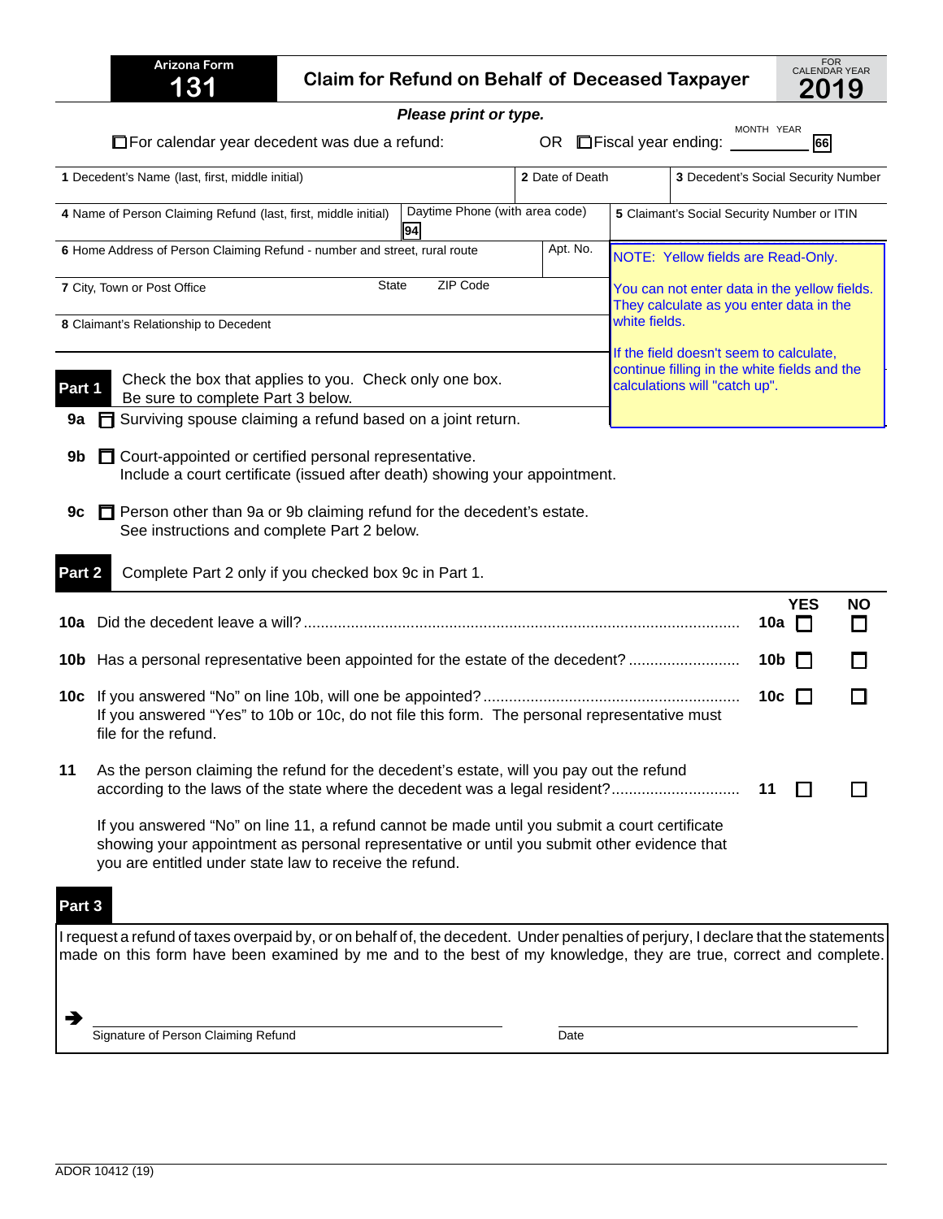# Arizona Form 131

## Claim for Refund on Behalf of Deceased Taxpayer

FOR CALENDAR YEAR **2019**

***Please print or type.***

☐ For calendar year decedent was due a refund: OR ☐ Fiscal year ending: MONTH YEAR ______ 66

| 1 Decedent's Name (last, first, middle initial) | | 2 Date of Death | 3 Decedent's Social Security Number |
|---|---|---|---|
| 4 Name of Person Claiming Refund (last, first, middle initial) | Daytime Phone (with area code) 94 | | 5 Claimant's Social Security Number or ITIN |
| 6 Home Address of Person Claiming Refund - number and street, rural route | Apt. No. | | |
| 7 City, Town or Post Office | State | ZIP Code | |
| 8 Claimant's Relationship to Decedent | | | |

NOTE: Yellow fields are Read-Only.

You can not enter data in the yellow fields. They calculate as you enter data in the white fields.

If the field doesn't seem to calculate, continue filling in the white fields and the calculations will "catch up".

**Part 1** Check the box that applies to you. Check only one box. Be sure to complete Part 3 below.

**9a** ☐ Surviving spouse claiming a refund based on a joint return.

**9b** ☐ Court-appointed or certified personal representative.
Include a court certificate (issued after death) showing your appointment.

**9c** ☐ Person other than 9a or 9b claiming refund for the decedent's estate.
See instructions and complete Part 2 below.

**Part 2** Complete Part 2 only if you checked box 9c in Part 1.

| | | | YES | NO |
|---|---|---|---|---|
| **10a** | Did the decedent leave a will? | 10a | ☐ | ☐ |
| **10b** | Has a personal representative been appointed for the estate of the decedent? | 10b | ☐ | ☐ |
| **10c** | If you answered "No" on line 10b, will one be appointed? If you answered "Yes" to 10b or 10c, do not file this form. The personal representative must file for the refund. | 10c | ☐ | ☐ |
| **11** | As the person claiming the refund for the decedent's estate, will you pay out the refund according to the laws of the state where the decedent was a legal resident? | 11 | ☐ | ☐ |

If you answered "No" on line 11, a refund cannot be made until you submit a court certificate showing your appointment as personal representative or until you submit other evidence that you are entitled under state law to receive the refund.

**Part 3**

I request a refund of taxes overpaid by, or on behalf of, the decedent. Under penalties of perjury, I declare that the statements made on this form have been examined by me and to the best of my knowledge, they are true, correct and complete.

➔ ______________________________ Signature of Person Claiming Refund ______________________________ Date

ADOR 10412 (19)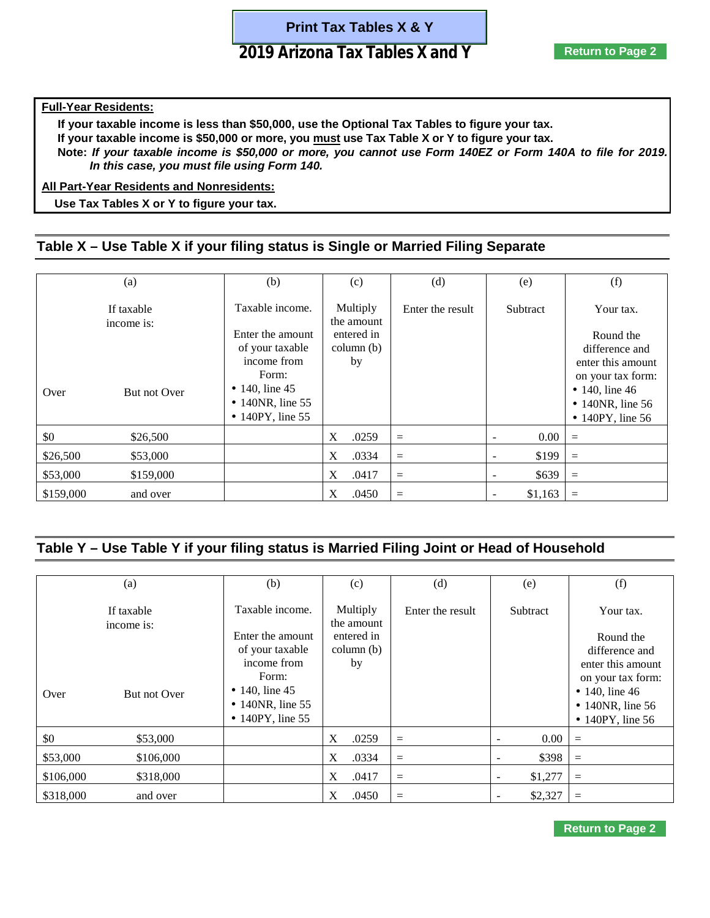Print Tax Tables X & Y

# 2019 Arizona Tax Tables X and Y

Return to Page 2

**Full-Year Residents:**

**If your taxable income is less than $50,000, use the Optional Tax Tables to figure your tax.**
**If your taxable income is $50,000 or more, you must use Tax Table X or Y to figure your tax.**
**Note:** ***If your taxable income is $50,000 or more, you cannot use Form 140EZ or Form 140A to file for 2019. In this case, you must file using Form 140.***

**All Part-Year Residents and Nonresidents:**

**Use Tax Tables X or Y to figure your tax.**

## Table X – Use Table X if your filing status is Single or Married Filing Separate

| (a) If taxable income is: Over | But not Over | (b) Taxable income. Enter the amount of your taxable income from Form: • 140, line 45 • 140NR, line 55 • 140PY, line 55 | (c) Multiply the amount entered in column (b) by | (d) Enter the result | (e) Subtract | (f) Your tax. Round the difference and enter this amount on your tax form: • 140, line 46 • 140NR, line 56 • 140PY, line 56 |
|---|---|---|---|---|---|---|
| $0 | $26,500 | | X .0259 | = | - 0.00 | = |
| $26,500 | $53,000 | | X .0334 | = | - $199 | = |
| $53,000 | $159,000 | | X .0417 | = | - $639 | = |
| $159,000 | and over | | X .0450 | = | - $1,163 | = |

## Table Y – Use Table Y if your filing status is Married Filing Joint or Head of Household

| (a) If taxable income is: Over | But not Over | (b) Taxable income. Enter the amount of your taxable income from Form: • 140, line 45 • 140NR, line 55 • 140PY, line 55 | (c) Multiply the amount entered in column (b) by | (d) Enter the result | (e) Subtract | (f) Your tax. Round the difference and enter this amount on your tax form: • 140, line 46 • 140NR, line 56 • 140PY, line 56 |
|---|---|---|---|---|---|---|
| $0 | $53,000 | | X .0259 | = | - 0.00 | = |
| $53,000 | $106,000 | | X .0334 | = | - $398 | = |
| $106,000 | $318,000 | | X .0417 | = | - $1,277 | = |
| $318,000 | and over | | X .0450 | = | - $2,327 | = |

Return to Page 2